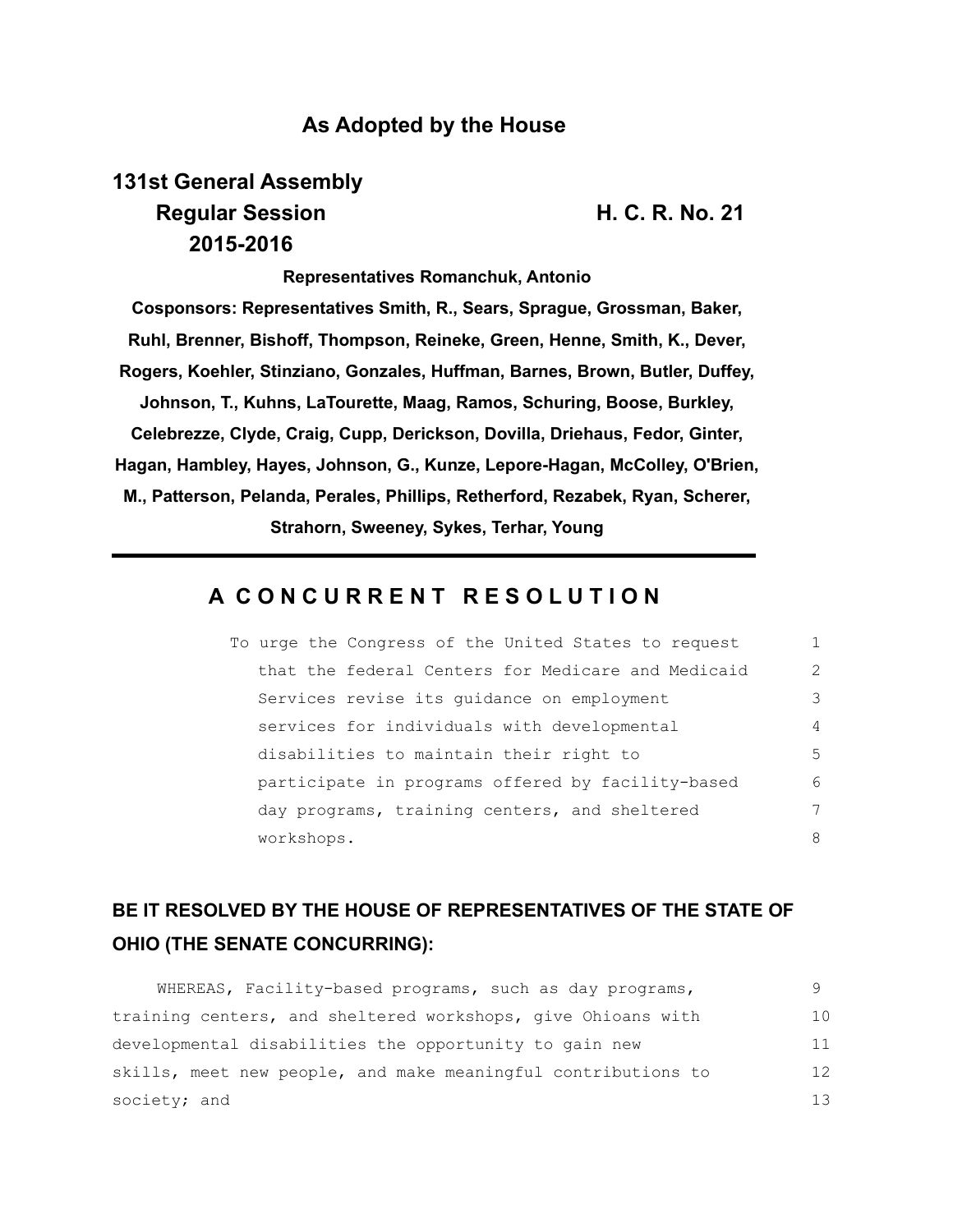## As Adopted by the House

**131st General Assembly**
**Regular Session** **H. C. R. No. 21**
**2015-2016**

**Representatives Romanchuk, Antonio**

**Cosponsors: Representatives Smith, R., Sears, Sprague, Grossman, Baker, Ruhl, Brenner, Bishoff, Thompson, Reineke, Green, Henne, Smith, K., Dever, Rogers, Koehler, Stinziano, Gonzales, Huffman, Barnes, Brown, Butler, Duffey, Johnson, T., Kuhns, LaTourette, Maag, Ramos, Schuring, Boose, Burkley, Celebrezze, Clyde, Craig, Cupp, Derickson, Dovilla, Driehaus, Fedor, Ginter, Hagan, Hambley, Hayes, Johnson, G., Kunze, Lepore-Hagan, McColley, O'Brien, M., Patterson, Pelanda, Perales, Phillips, Retherford, Rezabek, Ryan, Scherer, Strahorn, Sweeney, Sykes, Terhar, Young**

---

# A CONCURRENT RESOLUTION

To urge the Congress of the United States to request that the federal Centers for Medicare and Medicaid Services revise its guidance on employment services for individuals with developmental disabilities to maintain their right to participate in programs offered by facility-based day programs, training centers, and sheltered workshops.

## BE IT RESOLVED BY THE HOUSE OF REPRESENTATIVES OF THE STATE OF OHIO (THE SENATE CONCURRING):

WHEREAS, Facility-based programs, such as day programs, training centers, and sheltered workshops, give Ohioans with developmental disabilities the opportunity to gain new skills, meet new people, and make meaningful contributions to society; and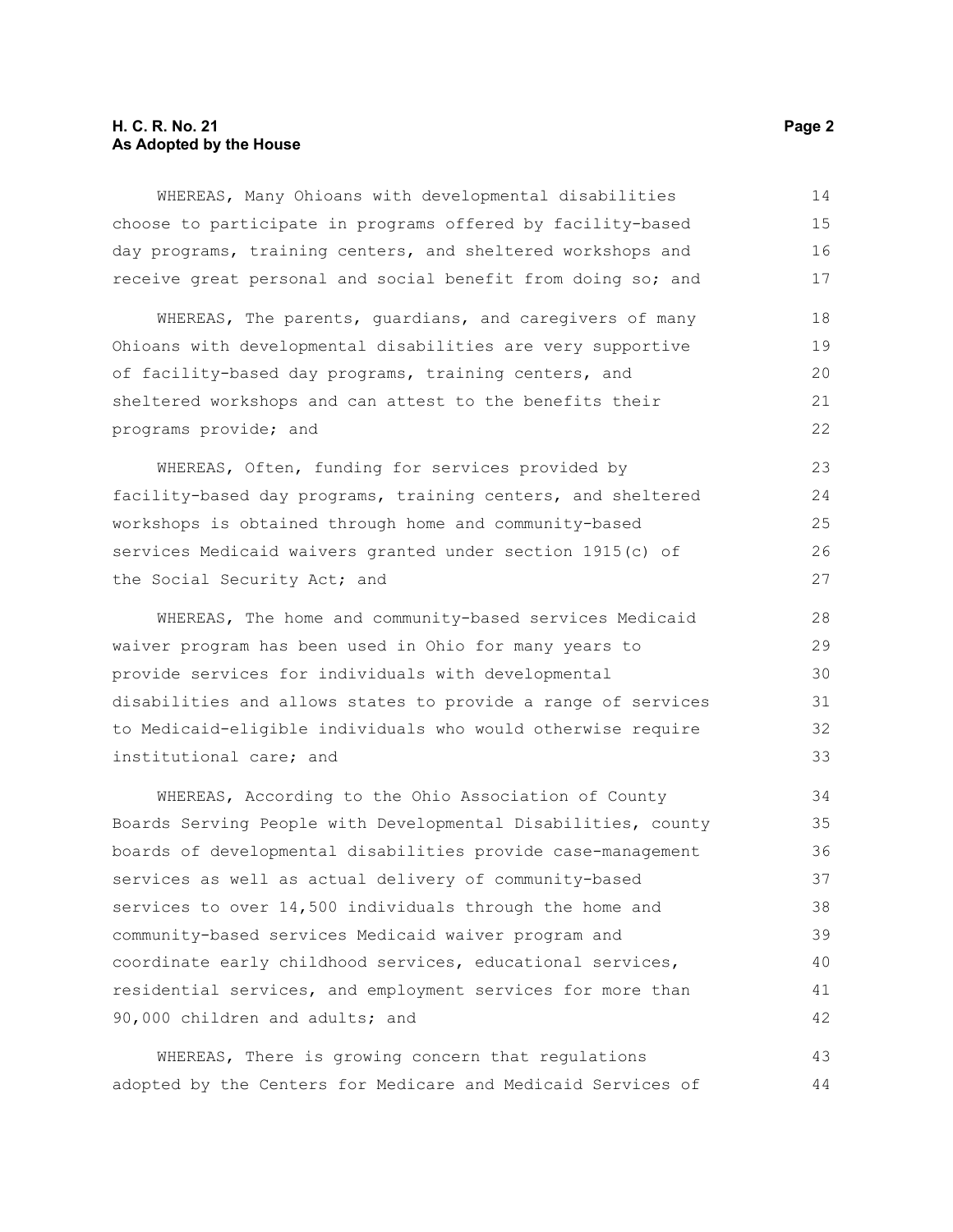WHEREAS, Many Ohioans with developmental disabilities choose to participate in programs offered by facility-based day programs, training centers, and sheltered workshops and receive great personal and social benefit from doing so; and

WHEREAS, The parents, guardians, and caregivers of many Ohioans with developmental disabilities are very supportive of facility-based day programs, training centers, and sheltered workshops and can attest to the benefits their programs provide; and

WHEREAS, Often, funding for services provided by facility-based day programs, training centers, and sheltered workshops is obtained through home and community-based services Medicaid waivers granted under section 1915(c) of the Social Security Act; and

WHEREAS, The home and community-based services Medicaid waiver program has been used in Ohio for many years to provide services for individuals with developmental disabilities and allows states to provide a range of services to Medicaid-eligible individuals who would otherwise require institutional care; and

WHEREAS, According to the Ohio Association of County Boards Serving People with Developmental Disabilities, county boards of developmental disabilities provide case-management services as well as actual delivery of community-based services to over 14,500 individuals through the home and community-based services Medicaid waiver program and coordinate early childhood services, educational services, residential services, and employment services for more than 90,000 children and adults; and

WHEREAS, There is growing concern that regulations adopted by the Centers for Medicare and Medicaid Services of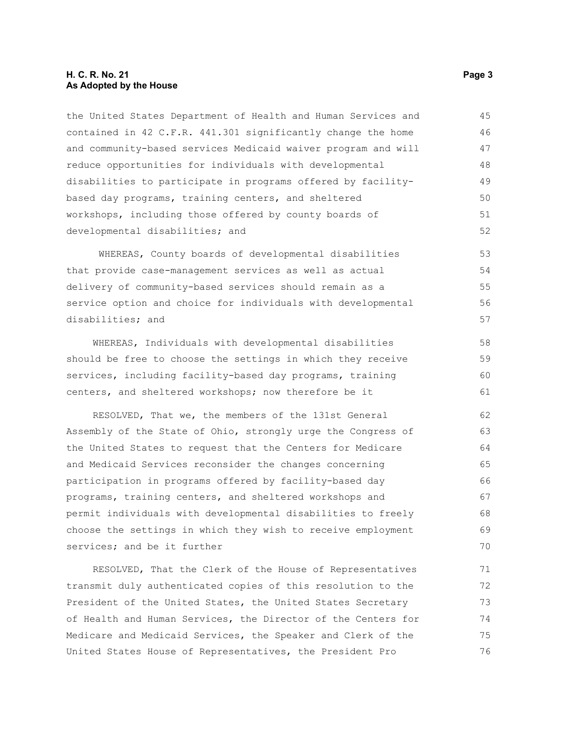the United States Department of Health and Human Services and contained in 42 C.F.R. 441.301 significantly change the home and community-based services Medicaid waiver program and will reduce opportunities for individuals with developmental disabilities to participate in programs offered by facility-based day programs, training centers, and sheltered workshops, including those offered by county boards of developmental disabilities; and

WHEREAS, County boards of developmental disabilities that provide case-management services as well as actual delivery of community-based services should remain as a service option and choice for individuals with developmental disabilities; and

WHEREAS, Individuals with developmental disabilities should be free to choose the settings in which they receive services, including facility-based day programs, training centers, and sheltered workshops; now therefore be it

RESOLVED, That we, the members of the 131st General Assembly of the State of Ohio, strongly urge the Congress of the United States to request that the Centers for Medicare and Medicaid Services reconsider the changes concerning participation in programs offered by facility-based day programs, training centers, and sheltered workshops and permit individuals with developmental disabilities to freely choose the settings in which they wish to receive employment services; and be it further

RESOLVED, That the Clerk of the House of Representatives transmit duly authenticated copies of this resolution to the President of the United States, the United States Secretary of Health and Human Services, the Director of the Centers for Medicare and Medicaid Services, the Speaker and Clerk of the United States House of Representatives, the President Pro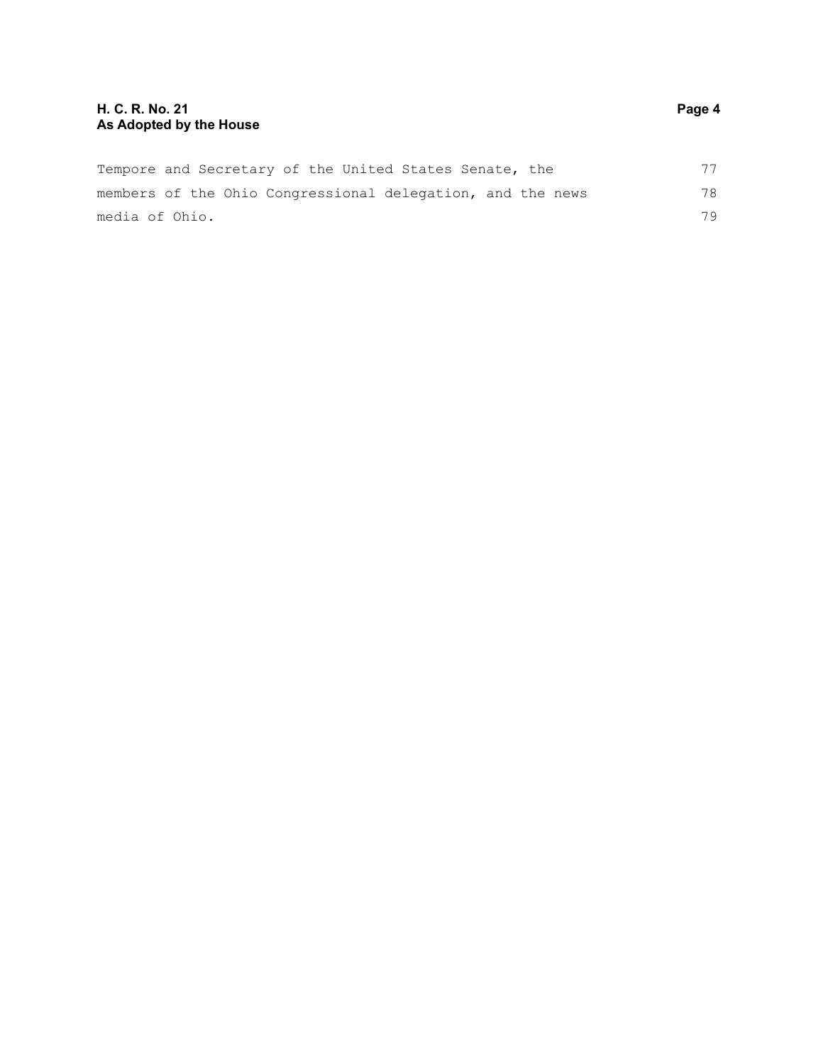Tempore and Secretary of the United States Senate, the members of the Ohio Congressional delegation, and the news media of Ohio.